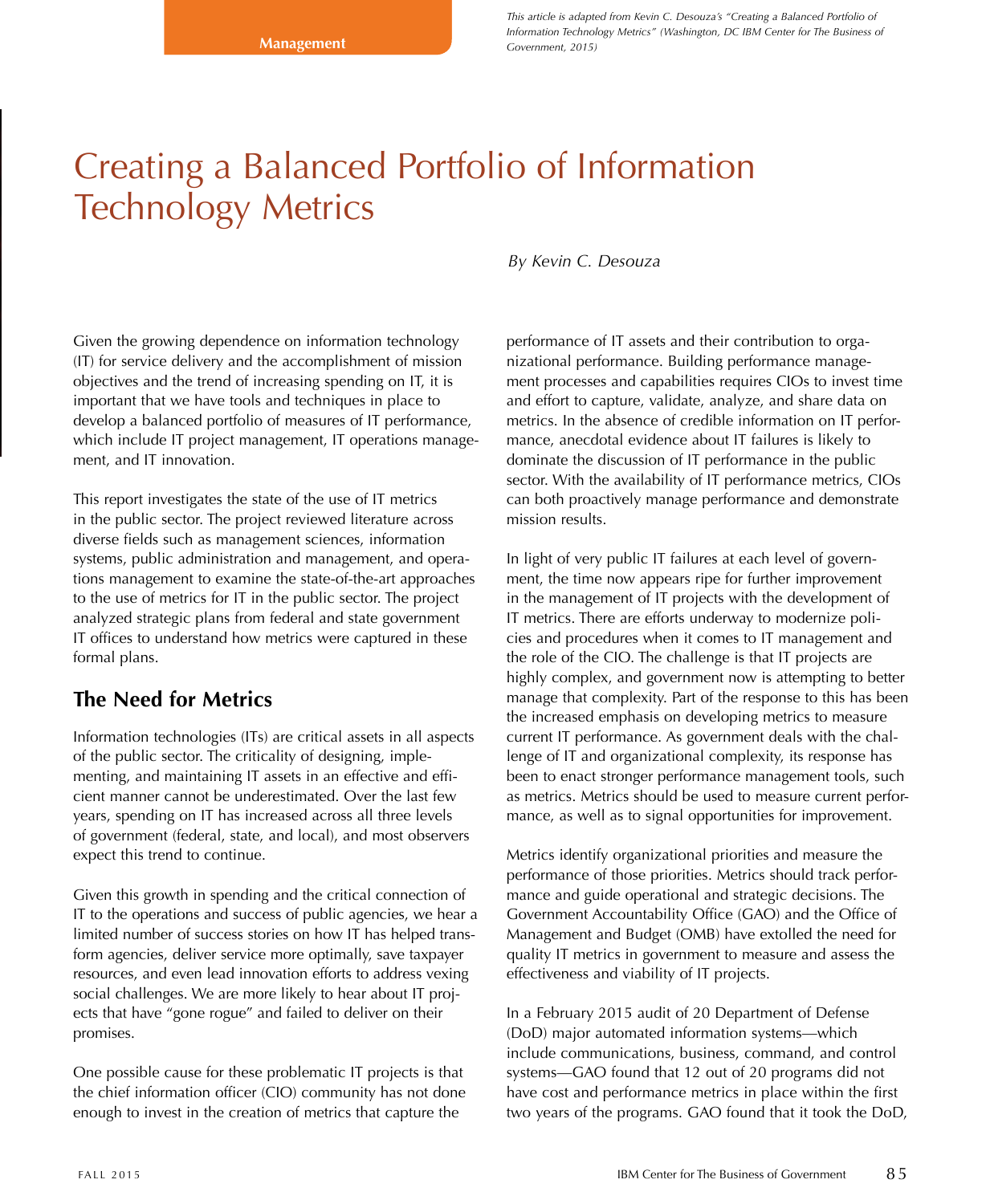*This article is adapted from Kevin C. Desouza's "Creating a Balanced Portfolio of Information Technology Metrics" (Washington, DC IBM Center for The Business of Government, 2015)*

# Creating a Balanced Portfolio of Information Technology Metrics

*By Kevin C. Desouza*

Given the growing dependence on information technology (IT) for service delivery and the accomplishment of mission objectives and the trend of increasing spending on IT, it is important that we have tools and techniques in place to develop a balanced portfolio of measures of IT performance, which include IT project management, IT operations management, and IT innovation.

This report investigates the state of the use of IT metrics in the public sector. The project reviewed literature across diverse fields such as management sciences, information systems, public administration and management, and operations management to examine the state-of-the-art approaches to the use of metrics for IT in the public sector. The project analyzed strategic plans from federal and state government IT offices to understand how metrics were captured in these formal plans.

## The Need for Metrics

Information technologies (ITs) are critical assets in all aspects of the public sector. The criticality of designing, implementing, and maintaining IT assets in an effective and efficient manner cannot be underestimated. Over the last few years, spending on IT has increased across all three levels of government (federal, state, and local), and most observers expect this trend to continue.

Given this growth in spending and the critical connection of IT to the operations and success of public agencies, we hear a limited number of success stories on how IT has helped transform agencies, deliver service more optimally, save taxpayer resources, and even lead innovation efforts to address vexing social challenges. We are more likely to hear about IT projects that have "gone rogue" and failed to deliver on their promises.

One possible cause for these problematic IT projects is that the chief information officer (CIO) community has not done enough to invest in the creation of metrics that capture the performance of IT assets and their contribution to organizational performance. Building performance management processes and capabilities requires CIOs to invest time and effort to capture, validate, analyze, and share data on metrics. In the absence of credible information on IT performance, anecdotal evidence about IT failures is likely to dominate the discussion of IT performance in the public sector. With the availability of IT performance metrics, CIOs can both proactively manage performance and demonstrate mission results.

In light of very public IT failures at each level of government, the time now appears ripe for further improvement in the management of IT projects with the development of IT metrics. There are efforts underway to modernize policies and procedures when it comes to IT management and the role of the CIO. The challenge is that IT projects are highly complex, and government now is attempting to better manage that complexity. Part of the response to this has been the increased emphasis on developing metrics to measure current IT performance. As government deals with the challenge of IT and organizational complexity, its response has been to enact stronger performance management tools, such as metrics. Metrics should be used to measure current performance, as well as to signal opportunities for improvement.

Metrics identify organizational priorities and measure the performance of those priorities. Metrics should track performance and guide operational and strategic decisions. The Government Accountability Office (GAO) and the Office of Management and Budget (OMB) have extolled the need for quality IT metrics in government to measure and assess the effectiveness and viability of IT projects.

In a February 2015 audit of 20 Department of Defense (DoD) major automated information systems—which include communications, business, command, and control systems—GAO found that 12 out of 20 programs did not have cost and performance metrics in place within the first two years of the programs. GAO found that it took the DoD,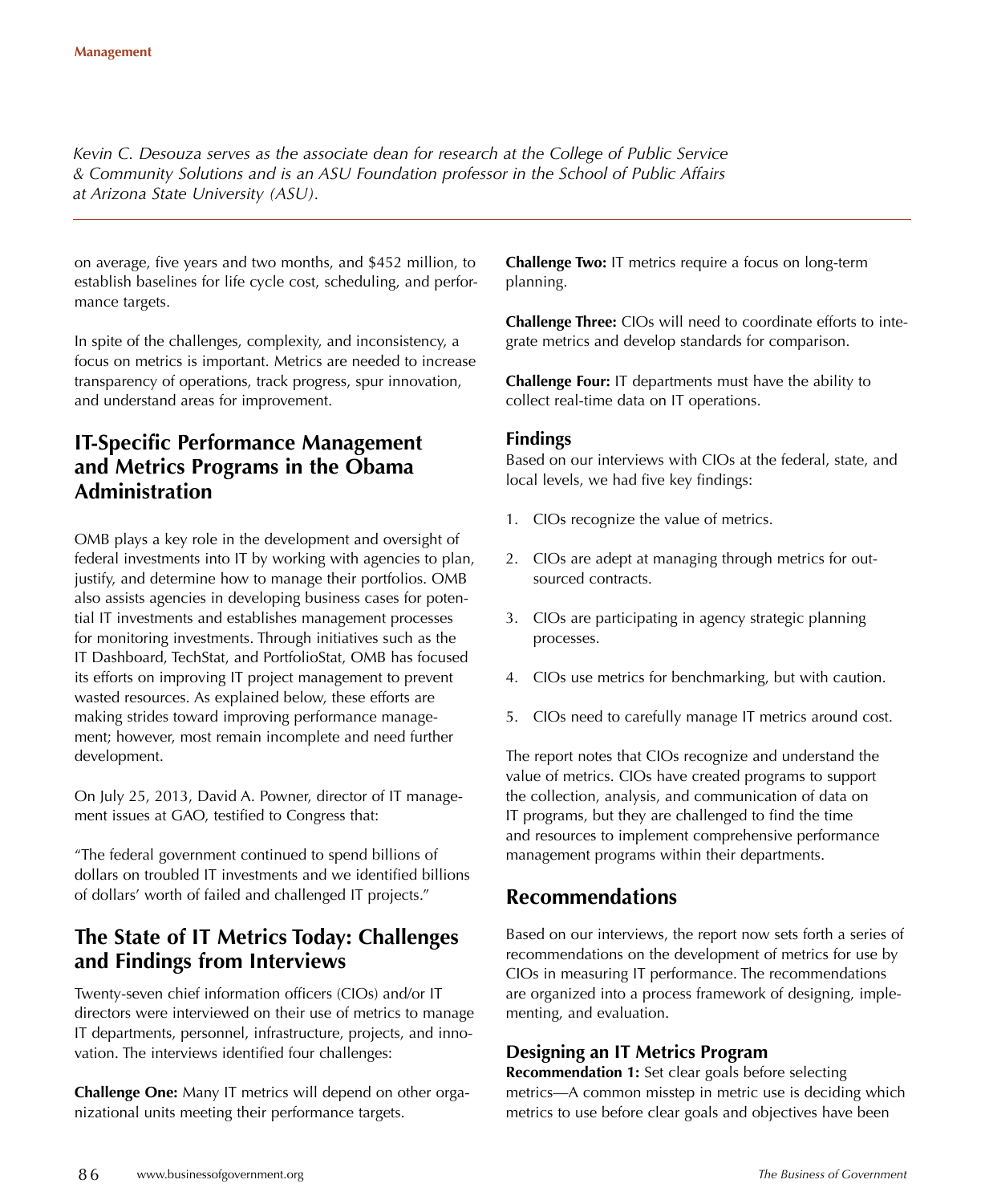*Kevin C. Desouza serves as the associate dean for research at the College of Public Service & Community Solutions and is an ASU Foundation professor in the School of Public Affairs at Arizona State University (ASU).*

on average, five years and two months, and $452 million, to establish baselines for life cycle cost, scheduling, and performance targets.

In spite of the challenges, complexity, and inconsistency, a focus on metrics is important. Metrics are needed to increase transparency of operations, track progress, spur innovation, and understand areas for improvement.

## IT-Specific Performance Management and Metrics Programs in the Obama Administration

OMB plays a key role in the development and oversight of federal investments into IT by working with agencies to plan, justify, and determine how to manage their portfolios. OMB also assists agencies in developing business cases for potential IT investments and establishes management processes for monitoring investments. Through initiatives such as the IT Dashboard, TechStat, and PortfolioStat, OMB has focused its efforts on improving IT project management to prevent wasted resources. As explained below, these efforts are making strides toward improving performance management; however, most remain incomplete and need further development.

On July 25, 2013, David A. Powner, director of IT management issues at GAO, testified to Congress that:

"The federal government continued to spend billions of dollars on troubled IT investments and we identified billions of dollars' worth of failed and challenged IT projects."

## The State of IT Metrics Today: Challenges and Findings from Interviews

Twenty-seven chief information officers (CIOs) and/or IT directors were interviewed on their use of metrics to manage IT departments, personnel, infrastructure, projects, and innovation. The interviews identified four challenges:

**Challenge One:** Many IT metrics will depend on other organizational units meeting their performance targets.

**Challenge Two:** IT metrics require a focus on long-term planning.

**Challenge Three:** CIOs will need to coordinate efforts to integrate metrics and develop standards for comparison.

**Challenge Four:** IT departments must have the ability to collect real-time data on IT operations.

### Findings

Based on our interviews with CIOs at the federal, state, and local levels, we had five key findings:

1. CIOs recognize the value of metrics.
2. CIOs are adept at managing through metrics for outsourced contracts.
3. CIOs are participating in agency strategic planning processes.
4. CIOs use metrics for benchmarking, but with caution.
5. CIOs need to carefully manage IT metrics around cost.

The report notes that CIOs recognize and understand the value of metrics. CIOs have created programs to support the collection, analysis, and communication of data on IT programs, but they are challenged to find the time and resources to implement comprehensive performance management programs within their departments.

## Recommendations

Based on our interviews, the report now sets forth a series of recommendations on the development of metrics for use by CIOs in measuring IT performance. The recommendations are organized into a process framework of designing, implementing, and evaluation.

### Designing an IT Metrics Program

**Recommendation 1:** Set clear goals before selecting metrics—A common misstep in metric use is deciding which metrics to use before clear goals and objectives have been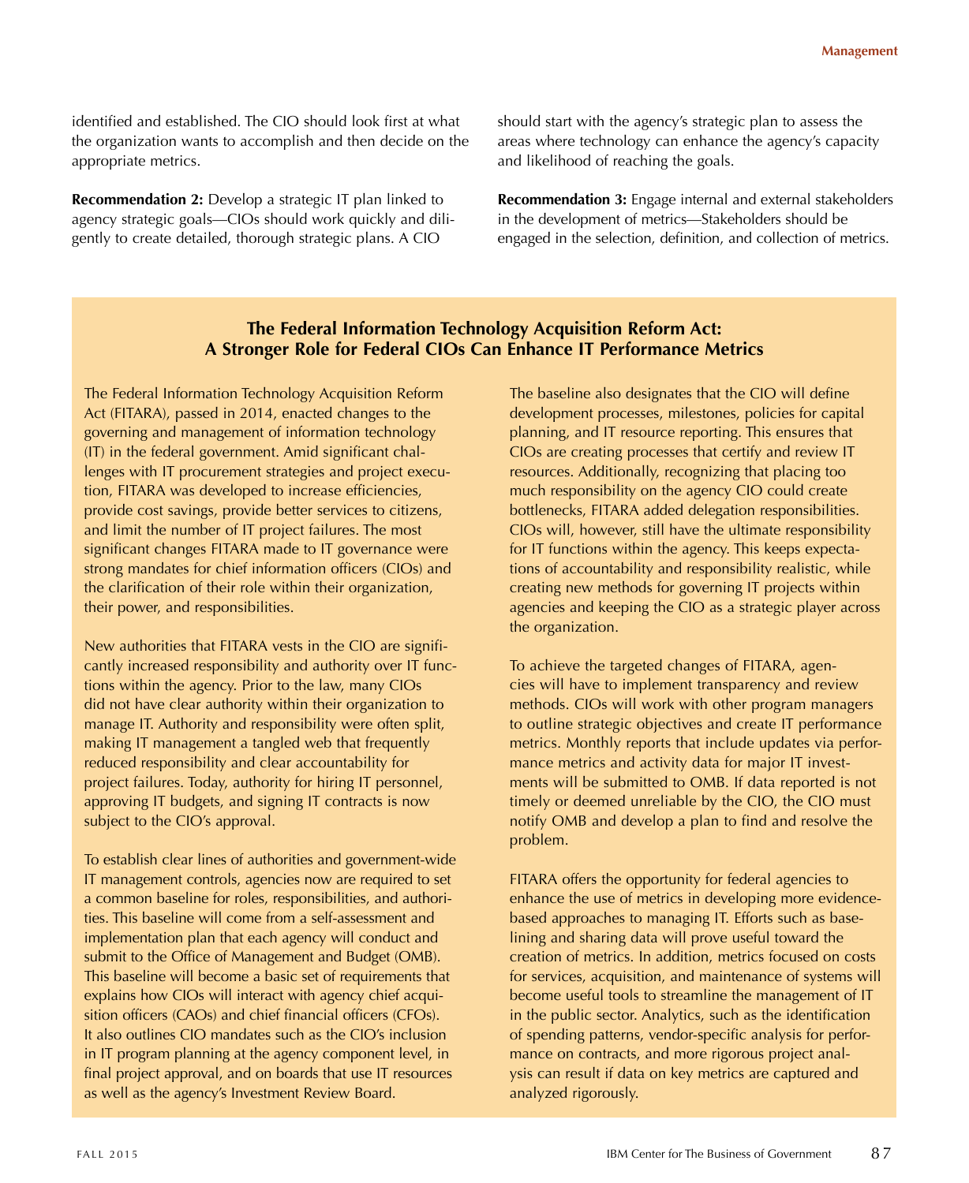identified and established. The CIO should look first at what the organization wants to accomplish and then decide on the appropriate metrics.

**Recommendation 2:** Develop a strategic IT plan linked to agency strategic goals—CIOs should work quickly and diligently to create detailed, thorough strategic plans. A CIO should start with the agency's strategic plan to assess the areas where technology can enhance the agency's capacity and likelihood of reaching the goals.

**Recommendation 3:** Engage internal and external stakeholders in the development of metrics—Stakeholders should be engaged in the selection, definition, and collection of metrics.

### The Federal Information Technology Acquisition Reform Act: A Stronger Role for Federal CIOs Can Enhance IT Performance Metrics

The Federal Information Technology Acquisition Reform Act (FITARA), passed in 2014, enacted changes to the governing and management of information technology (IT) in the federal government. Amid significant challenges with IT procurement strategies and project execution, FITARA was developed to increase efficiencies, provide cost savings, provide better services to citizens, and limit the number of IT project failures. The most significant changes FITARA made to IT governance were strong mandates for chief information officers (CIOs) and the clarification of their role within their organization, their power, and responsibilities.

New authorities that FITARA vests in the CIO are significantly increased responsibility and authority over IT functions within the agency. Prior to the law, many CIOs did not have clear authority within their organization to manage IT. Authority and responsibility were often split, making IT management a tangled web that frequently reduced responsibility and clear accountability for project failures. Today, authority for hiring IT personnel, approving IT budgets, and signing IT contracts is now subject to the CIO's approval.

To establish clear lines of authorities and government-wide IT management controls, agencies now are required to set a common baseline for roles, responsibilities, and authorities. This baseline will come from a self-assessment and implementation plan that each agency will conduct and submit to the Office of Management and Budget (OMB). This baseline will become a basic set of requirements that explains how CIOs will interact with agency chief acquisition officers (CAOs) and chief financial officers (CFOs). It also outlines CIO mandates such as the CIO's inclusion in IT program planning at the agency component level, in final project approval, and on boards that use IT resources as well as the agency's Investment Review Board.

The baseline also designates that the CIO will define development processes, milestones, policies for capital planning, and IT resource reporting. This ensures that CIOs are creating processes that certify and review IT resources. Additionally, recognizing that placing too much responsibility on the agency CIO could create bottlenecks, FITARA added delegation responsibilities. CIOs will, however, still have the ultimate responsibility for IT functions within the agency. This keeps expectations of accountability and responsibility realistic, while creating new methods for governing IT projects within agencies and keeping the CIO as a strategic player across the organization.

To achieve the targeted changes of FITARA, agencies will have to implement transparency and review methods. CIOs will work with other program managers to outline strategic objectives and create IT performance metrics. Monthly reports that include updates via performance metrics and activity data for major IT investments will be submitted to OMB. If data reported is not timely or deemed unreliable by the CIO, the CIO must notify OMB and develop a plan to find and resolve the problem.

FITARA offers the opportunity for federal agencies to enhance the use of metrics in developing more evidence-based approaches to managing IT. Efforts such as baselining and sharing data will prove useful toward the creation of metrics. In addition, metrics focused on costs for services, acquisition, and maintenance of systems will become useful tools to streamline the management of IT in the public sector. Analytics, such as the identification of spending patterns, vendor-specific analysis for performance on contracts, and more rigorous project analysis can result if data on key metrics are captured and analyzed rigorously.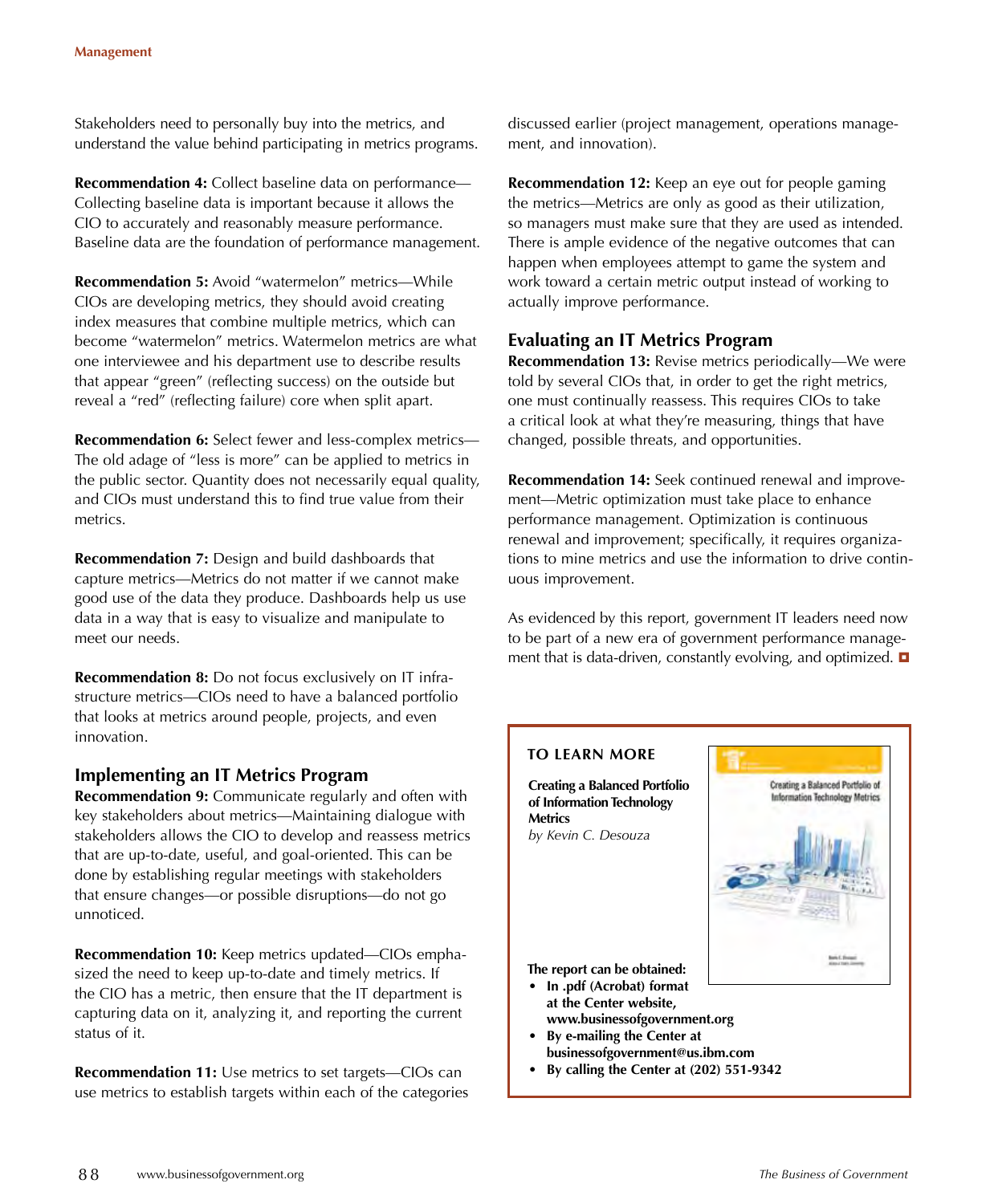Stakeholders need to personally buy into the metrics, and understand the value behind participating in metrics programs.

**Recommendation 4:** Collect baseline data on performance—Collecting baseline data is important because it allows the CIO to accurately and reasonably measure performance. Baseline data are the foundation of performance management.

**Recommendation 5:** Avoid "watermelon" metrics—While CIOs are developing metrics, they should avoid creating index measures that combine multiple metrics, which can become "watermelon" metrics. Watermelon metrics are what one interviewee and his department use to describe results that appear "green" (reflecting success) on the outside but reveal a "red" (reflecting failure) core when split apart.

**Recommendation 6:** Select fewer and less-complex metrics—The old adage of "less is more" can be applied to metrics in the public sector. Quantity does not necessarily equal quality, and CIOs must understand this to find true value from their metrics.

**Recommendation 7:** Design and build dashboards that capture metrics—Metrics do not matter if we cannot make good use of the data they produce. Dashboards help us use data in a way that is easy to visualize and manipulate to meet our needs.

**Recommendation 8:** Do not focus exclusively on IT infrastructure metrics—CIOs need to have a balanced portfolio that looks at metrics around people, projects, and even innovation.

## Implementing an IT Metrics Program

**Recommendation 9:** Communicate regularly and often with key stakeholders about metrics—Maintaining dialogue with stakeholders allows the CIO to develop and reassess metrics that are up-to-date, useful, and goal-oriented. This can be done by establishing regular meetings with stakeholders that ensure changes—or possible disruptions—do not go unnoticed.

**Recommendation 10:** Keep metrics updated—CIOs emphasized the need to keep up-to-date and timely metrics. If the CIO has a metric, then ensure that the IT department is capturing data on it, analyzing it, and reporting the current status of it.

**Recommendation 11:** Use metrics to set targets—CIOs can use metrics to establish targets within each of the categories discussed earlier (project management, operations management, and innovation).

**Recommendation 12:** Keep an eye out for people gaming the metrics—Metrics are only as good as their utilization, so managers must make sure that they are used as intended. There is ample evidence of the negative outcomes that can happen when employees attempt to game the system and work toward a certain metric output instead of working to actually improve performance.

## Evaluating an IT Metrics Program

**Recommendation 13:** Revise metrics periodically—We were told by several CIOs that, in order to get the right metrics, one must continually reassess. This requires CIOs to take a critical look at what they're measuring, things that have changed, possible threats, and opportunities.

**Recommendation 14:** Seek continued renewal and improvement—Metric optimization must take place to enhance performance management. Optimization is continuous renewal and improvement; specifically, it requires organizations to mine metrics and use the information to drive continuous improvement.

As evidenced by this report, government IT leaders need now to be part of a new era of government performance management that is data-driven, constantly evolving, and optimized.

### TO LEARN MORE

**Creating a Balanced Portfolio of Information Technology Metrics**
*by Kevin C. Desouza*

**The report can be obtained:**

- **In .pdf (Acrobat) format at the Center website, www.businessofgovernment.org**
- **By e-mailing the Center at businessofgovernment@us.ibm.com**
- **By calling the Center at (202) 551-9342**